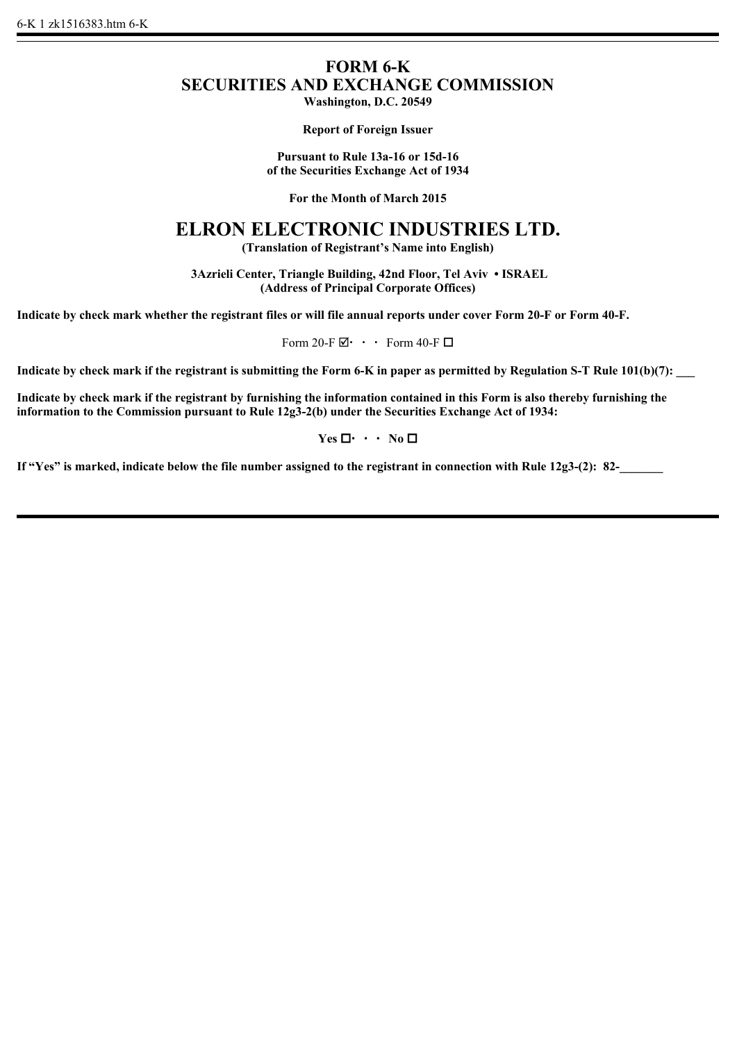# FORM 6-K
# SECURITIES AND EXCHANGE COMMISSION

**Washington, D.C. 20549**

**Report of Foreign Issuer**

**Pursuant to Rule 13a-16 or 15d-16**
**of the Securities Exchange Act of 1934**

**For the Month of March 2015**

# ELRON ELECTRONIC INDUSTRIES LTD.

**(Translation of Registrant's Name into English)**

**3Azrieli Center, Triangle Building, 42nd Floor, Tel Aviv • ISRAEL**
**(Address of Principal Corporate Offices)**

**Indicate by check mark whether the registrant files or will file annual reports under cover Form 20-F or Form 40-F.**

Form 20-F ☑ · · · Form 40-F ☐

**Indicate by check mark if the registrant is submitting the Form 6-K in paper as permitted by Regulation S-T Rule 101(b)(7): ___**

**Indicate by check mark if the registrant by furnishing the information contained in this Form is also thereby furnishing the information to the Commission pursuant to Rule 12g3-2(b) under the Securities Exchange Act of 1934:**

**Yes ☐ · · · No ☐**

**If "Yes" is marked, indicate below the file number assigned to the registrant in connection with Rule 12g3-(2): 82-_______**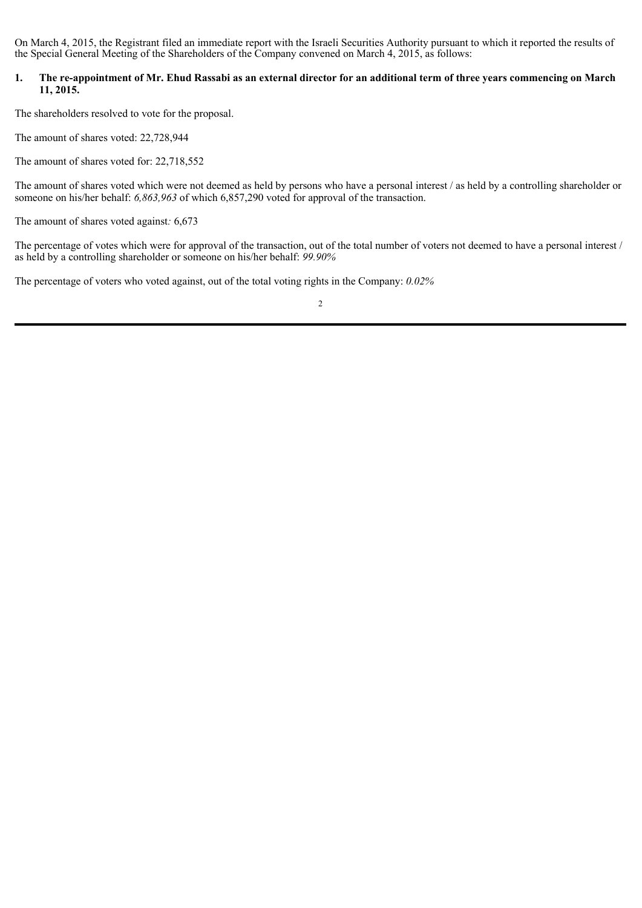On March 4, 2015, the Registrant filed an immediate report with the Israeli Securities Authority pursuant to which it reported the results of the Special General Meeting of the Shareholders of the Company convened on March 4, 2015, as follows:

**1. The re-appointment of Mr. Ehud Rassabi as an external director for an additional term of three years commencing on March 11, 2015.**

The shareholders resolved to vote for the proposal.

The amount of shares voted: 22,728,944

The amount of shares voted for: 22,718,552

The amount of shares voted which were not deemed as held by persons who have a personal interest / as held by a controlling shareholder or someone on his/her behalf: *6,863,963* of which 6,857,290 voted for approval of the transaction.

The amount of shares voted against*:* 6,673

The percentage of votes which were for approval of the transaction, out of the total number of voters not deemed to have a personal interest / as held by a controlling shareholder or someone on his/her behalf: *99.90%*

The percentage of voters who voted against, out of the total voting rights in the Company: *0.02%*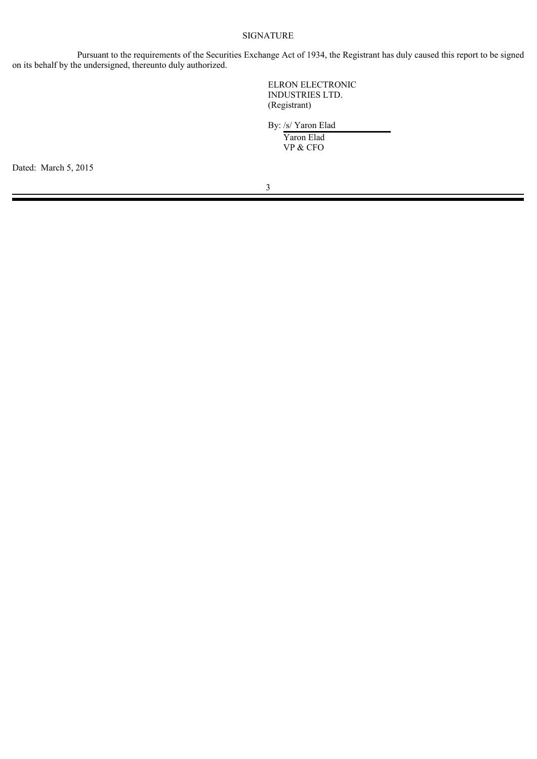SIGNATURE

Pursuant to the requirements of the Securities Exchange Act of 1934, the Registrant has duly caused this report to be signed on its behalf by the undersigned, thereunto duly authorized.

ELRON ELECTRONIC INDUSTRIES LTD.
(Registrant)

By: /s/ Yaron Elad
Yaron Elad
VP & CFO

Dated: March 5, 2015